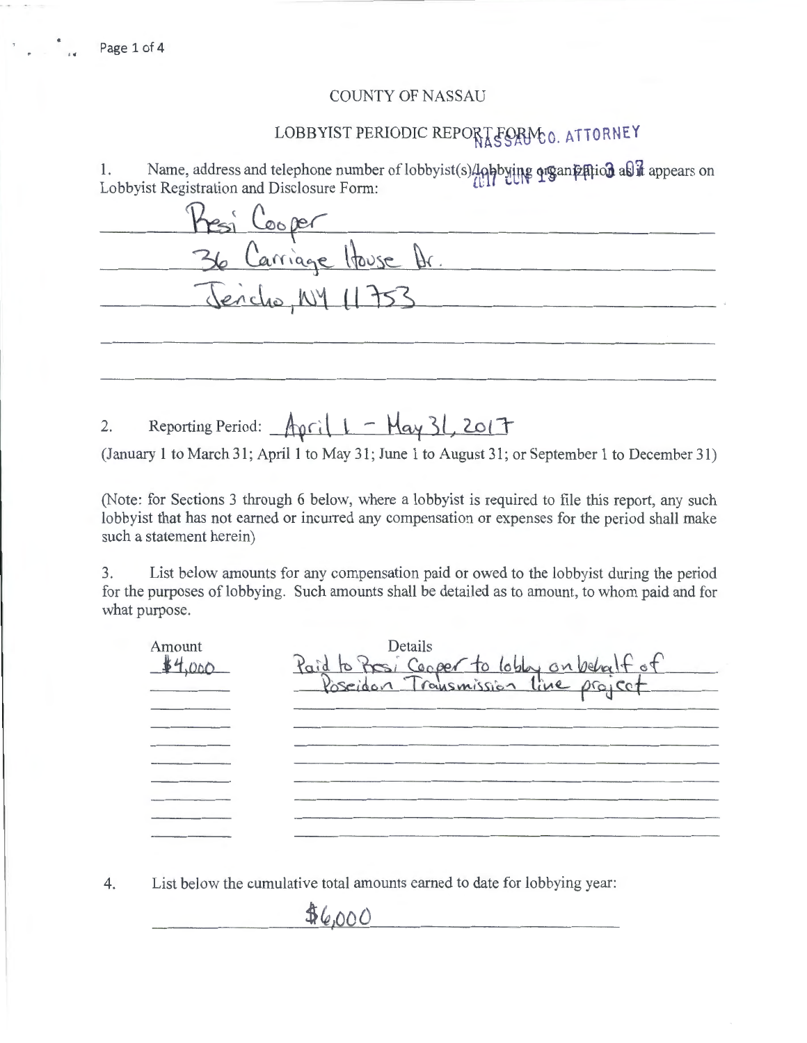# COUNTY OF NASSAU

## LOBBYIST PERIODIC REPORT FORM

NASSAU CO. ATTORNEY

2017 JUN 19 PM 3:07

1. Name, address and telephone number of lobbyist(s)/lobbying organization as it appears on Lobbyist Registration and Disclosure Form:

Bresi Cooper
36 Carriage House Dr.
Jericho, NY 11753

2. Reporting Period: April 1 - May 31, 2017

(January 1 to March 31; April 1 to May 31; June 1 to August 31; or September 1 to December 31)

(Note: for Sections 3 through 6 below, where a lobbyist is required to file this report, any such lobbyist that has not earned or incurred any compensation or expenses for the period shall make such a statement herein)

3. List below amounts for any compensation paid or owed to the lobbyist during the period for the purposes of lobbying. Such amounts shall be detailed as to amount, to whom paid and for what purpose.

| Amount | Details |
|---|---|
| $4,000 | Paid to Bresi Cooper to lobby on behalf of Poseidon Transmission line project |

4. List below the cumulative total amounts earned to date for lobbying year:

$6,000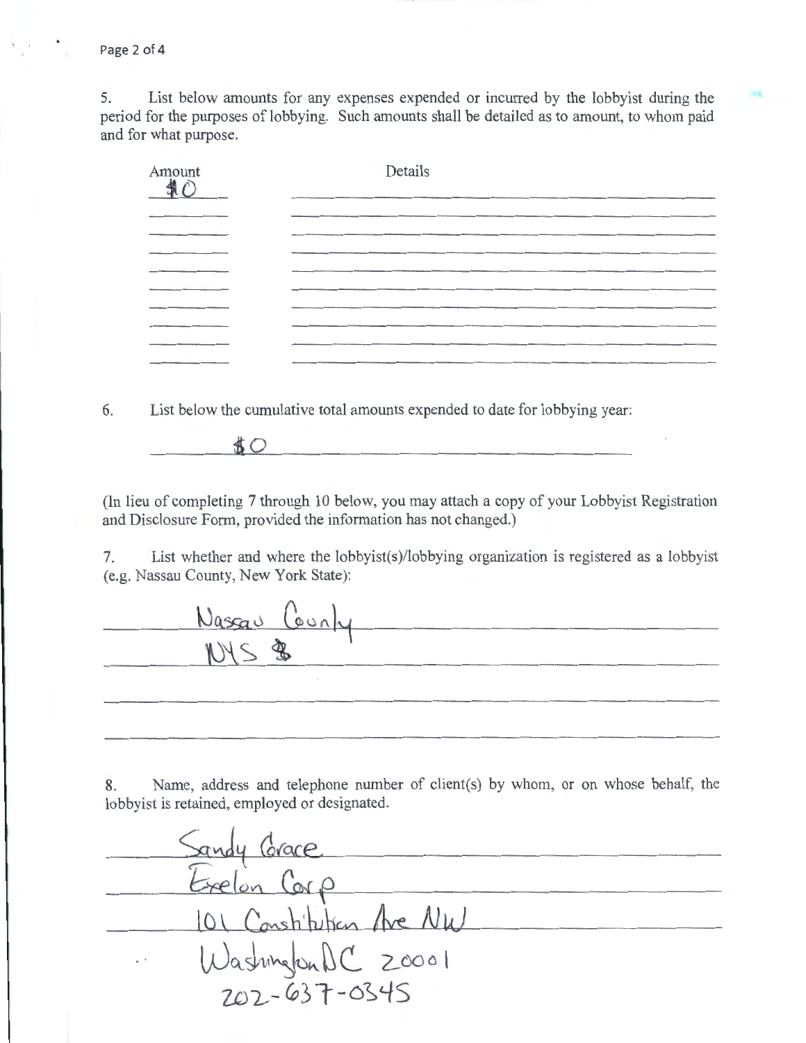5. List below amounts for any expenses expended or incurred by the lobbyist during the period for the purposes of lobbying. Such amounts shall be detailed as to amount, to whom paid and for what purpose.

| Amount | Details |
| --- | --- |
| $0 | |
| | |
| | |
| | |
| | |
| | |
| | |
| | |
| | |
| | |

6. List below the cumulative total amounts expended to date for lobbying year:

$0

(In lieu of completing 7 through 10 below, you may attach a copy of your Lobbyist Registration and Disclosure Form, provided the information has not changed.)

7. List whether and where the lobbyist(s)/lobbying organization is registered as a lobbyist (e.g. Nassau County, New York State):

Nassau County
NYS $

8. Name, address and telephone number of client(s) by whom, or on whose behalf, the lobbyist is retained, employed or designated.

Sandy Grace
Exelon Corp
101 Constitution Ave NW
Washington DC 20001
202-637-0345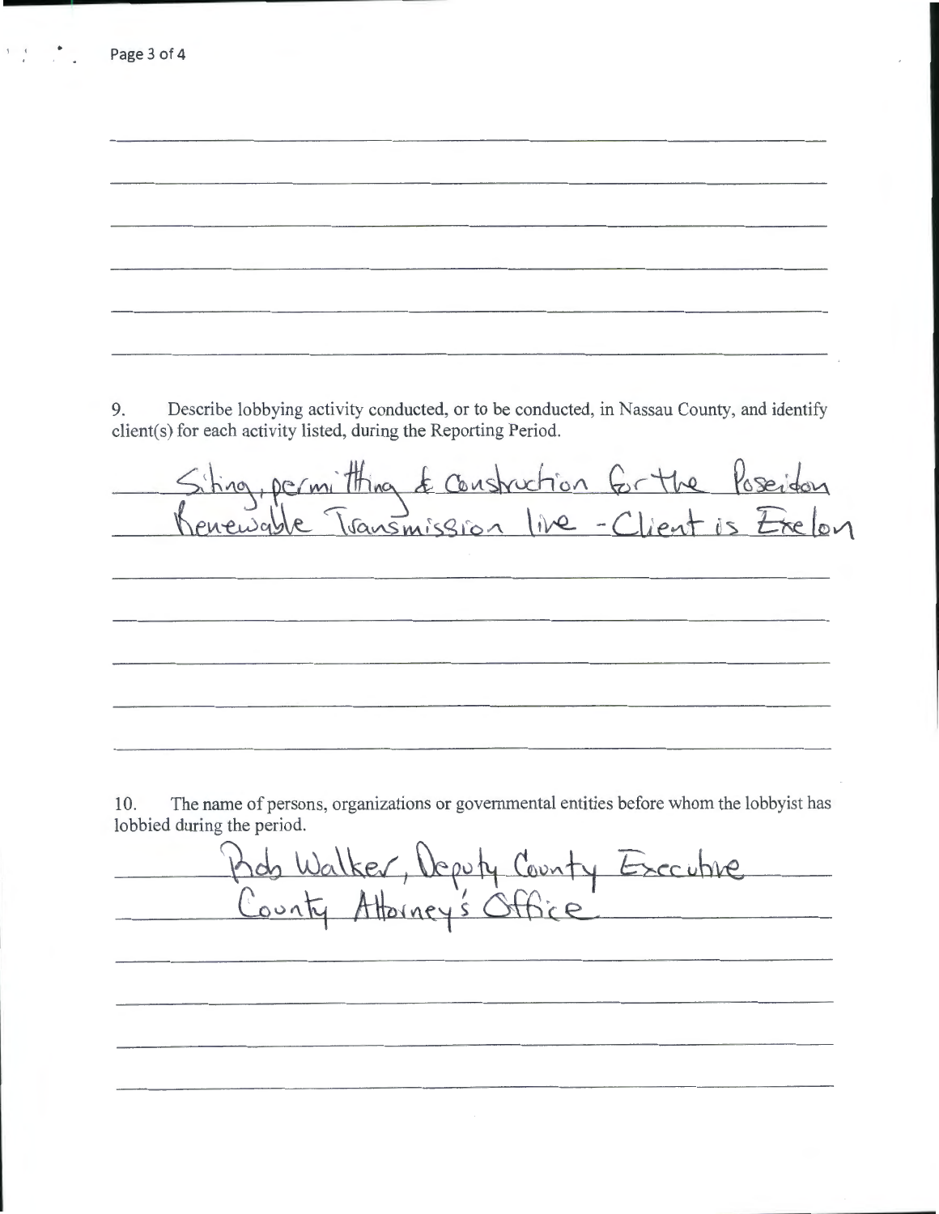9. Describe lobbying activity conducted, or to be conducted, in Nassau County, and identify client(s) for each activity listed, during the Reporting Period.

Siting, permitting & construction for the Poseidon Renewable Transmission line - Client is Exelon

10. The name of persons, organizations or governmental entities before whom the lobbyist has lobbied during the period.

Rob Walker, Deputy County Executive
County Attorney's Office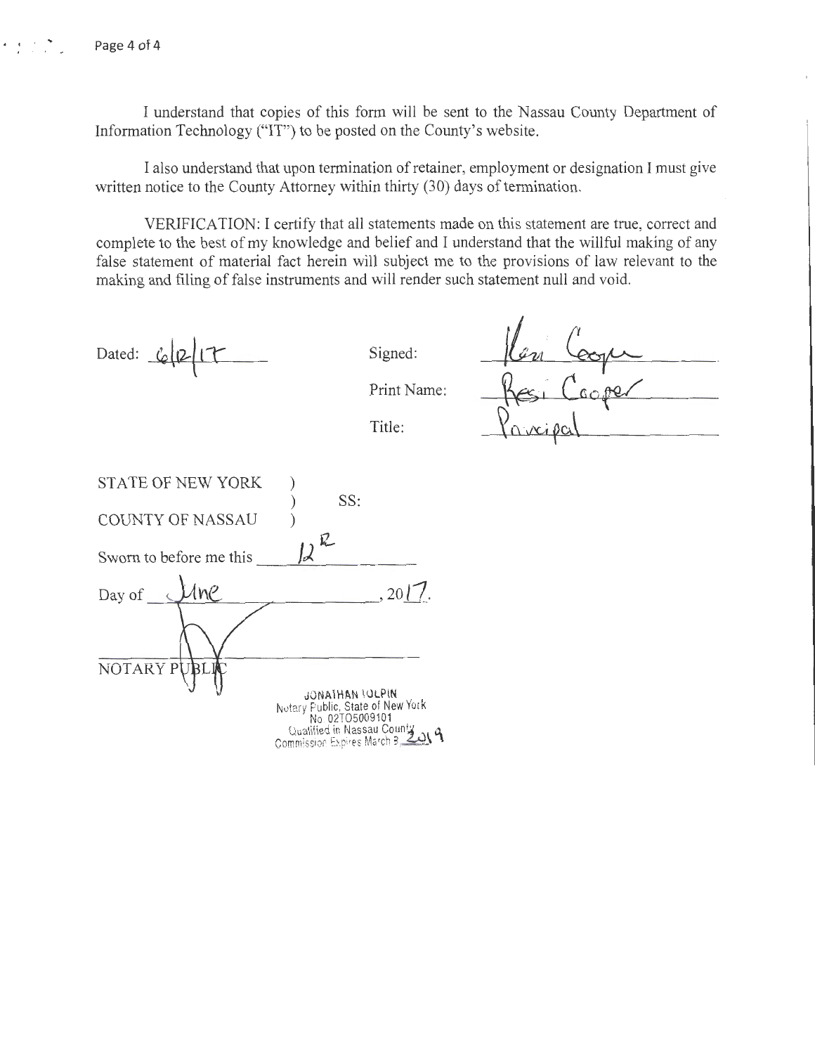I understand that copies of this form will be sent to the Nassau County Department of Information Technology ("IT") to be posted on the County's website.

I also understand that upon termination of retainer, employment or designation I must give written notice to the County Attorney within thirty (30) days of termination.

VERIFICATION: I certify that all statements made on this statement are true, correct and complete to the best of my knowledge and belief and I understand that the willful making of any false statement of material fact herein will subject me to the provisions of law relevant to the making and filing of false instruments and will render such statement null and void.

Dated: 6/12/17

Signed: Resi Cooper

Print Name: Resi Cooper

Title: Principal

STATE OF NEW YORK )
) SS:
COUNTY OF NASSAU )

Sworn to before me this 12th

Day of June, 2017.

NOTARY PUBLIC

JONATHAN TOLPIN
Notary Public, State of New York
No. 02TO5009101
Qualified in Nassau County
Commission Expires March 3, 2019